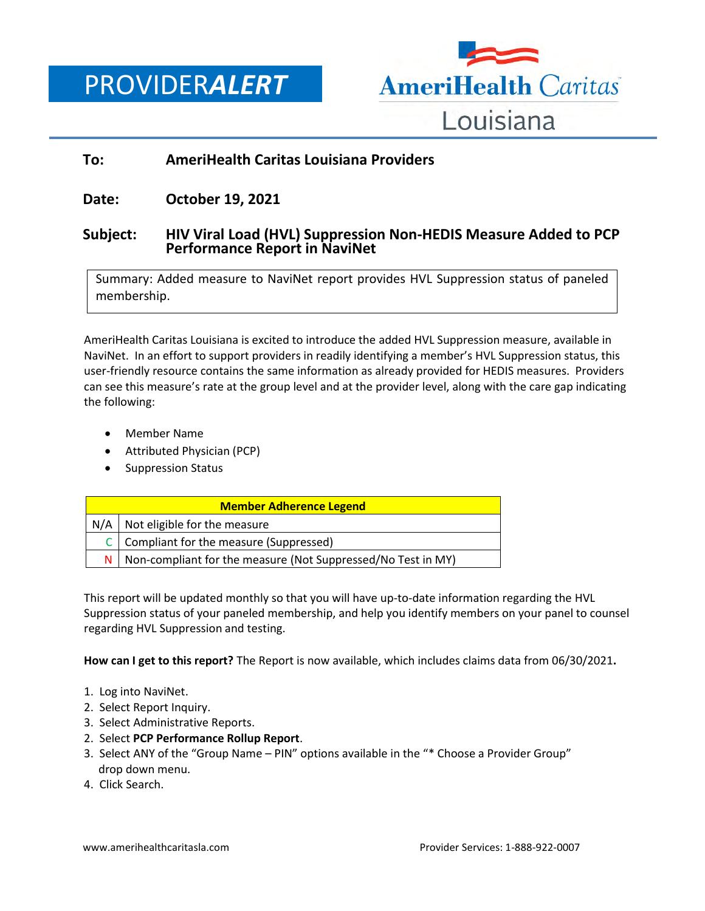# PROVIDER*ALERT*

AmeriHealth Caritas Louisiana

**To:** **AmeriHealth Caritas Louisiana Providers**

**Date:** **October 19, 2021**

**Subject:** **HIV Viral Load (HVL) Suppression Non-HEDIS Measure Added to PCP Performance Report in NaviNet**

> Summary: Added measure to NaviNet report provides HVL Suppression status of paneled membership.

AmeriHealth Caritas Louisiana is excited to introduce the added HVL Suppression measure, available in NaviNet. In an effort to support providers in readily identifying a member's HVL Suppression status, this user-friendly resource contains the same information as already provided for HEDIS measures. Providers can see this measure's rate at the group level and at the provider level, along with the care gap indicating the following:

- Member Name
- Attributed Physician (PCP)
- Suppression Status

| Member Adherence Legend | |
|---|---|
| N/A | Not eligible for the measure |
| C | Compliant for the measure (Suppressed) |
| N | Non-compliant for the measure (Not Suppressed/No Test in MY) |

This report will be updated monthly so that you will have up-to-date information regarding the HVL Suppression status of your paneled membership, and help you identify members on your panel to counsel regarding HVL Suppression and testing.

**How can I get to this report?** The Report is now available, which includes claims data from 06/30/2021**.**

1. Log into NaviNet.
2. Select Report Inquiry.
3. Select Administrative Reports.
2. Select **PCP Performance Rollup Report**.
3. Select ANY of the "Group Name – PIN" options available in the "* Choose a Provider Group" drop down menu.
4. Click Search.

www.amerihealthcaritasla.com Provider Services: 1-888-922-0007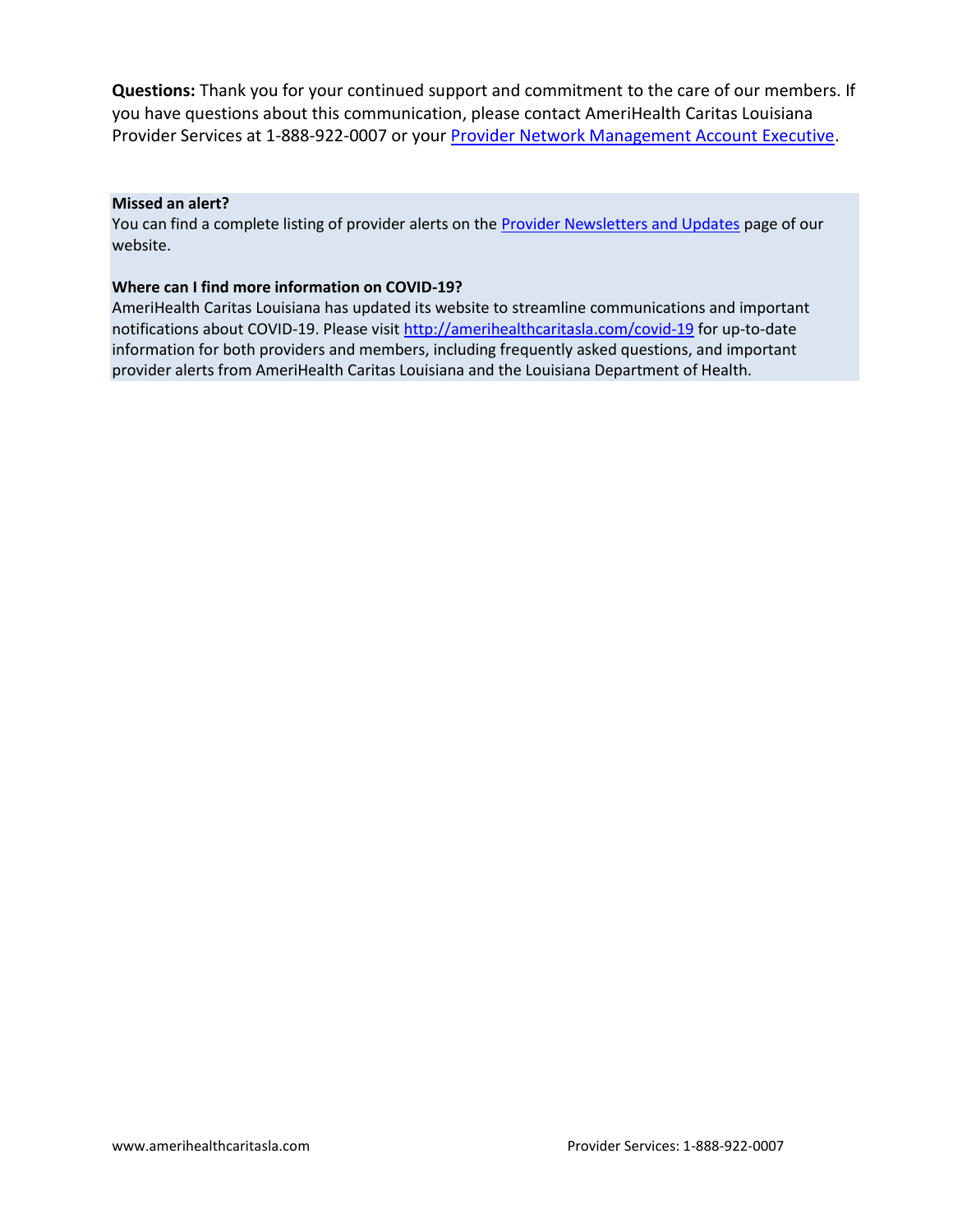**Questions:** Thank you for your continued support and commitment to the care of our members. If you have questions about this communication, please contact AmeriHealth Caritas Louisiana Provider Services at 1-888-922-0007 or your Provider Network Management Account Executive.

**Missed an alert?**
You can find a complete listing of provider alerts on the Provider Newsletters and Updates page of our website.

**Where can I find more information on COVID-19?**
AmeriHealth Caritas Louisiana has updated its website to streamline communications and important notifications about COVID-19. Please visit http://amerihealthcaritasla.com/covid-19 for up-to-date information for both providers and members, including frequently asked questions, and important provider alerts from AmeriHealth Caritas Louisiana and the Louisiana Department of Health.